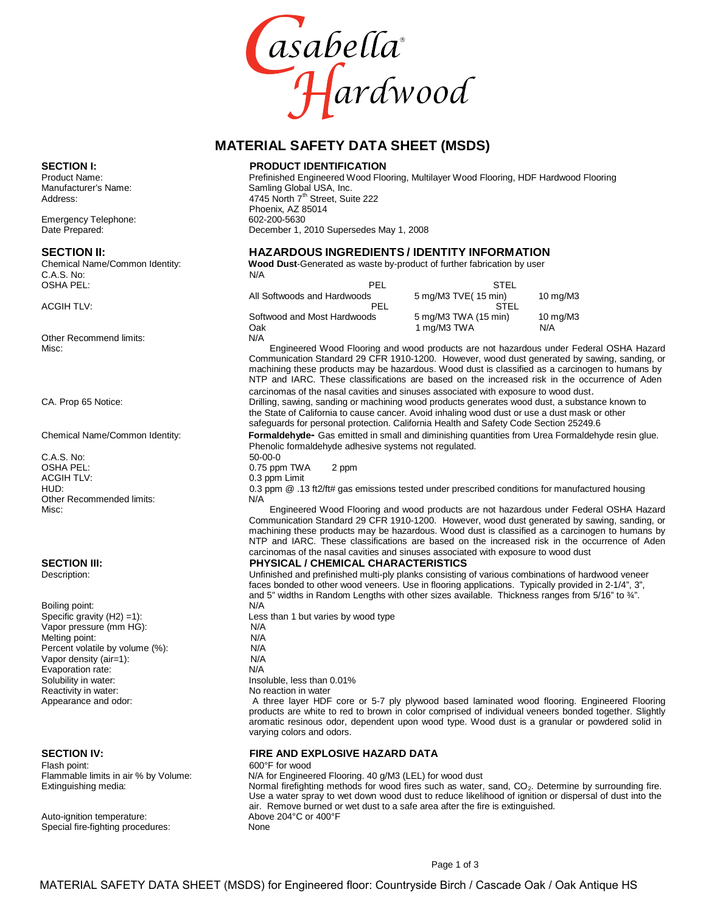Casabella® Hardwood

# MATERIAL SAFETY DATA SHEET (MSDS)

## SECTION I: PRODUCT IDENTIFICATION

| | |
|---|---|
| Product Name: | Prefinished Engineered Wood Flooring, Multilayer Wood Flooring, HDF Hardwood Flooring |
| Manufacturer's Name: | Samling Global USA, Inc. |
| Address: | 4745 North 7th Street, Suite 222<br>Phoenix, AZ 85014 |
| Emergency Telephone: | 602-200-5630 |
| Date Prepared: | December 1, 2010 Supersedes May 1, 2008 |

## SECTION II: HAZARDOUS INGREDIENTS / IDENTITY INFORMATION

Chemical Name/Common Identity: **Wood Dust**-Generated as waste by-product of further fabrication by user

C.A.S. No: N/A

OSHA PEL:

| | PEL | STEL |
|---|---|---|
| All Softwoods and Hardwoods | 5 mg/M3 TVE( 15 min) | 10 mg/M3 |

ACGIH TLV:

| | PEL | STEL |
|---|---|---|
| Softwood and Most Hardwoods | 5 mg/M3 TWA (15 min) | 10 mg/M3 |
| Oak | 1 mg/M3 TWA | N/A |

Other Recommend limits: N/A

Misc: Engineered Wood Flooring and wood products are not hazardous under Federal OSHA Hazard Communication Standard 29 CFR 1910-1200. However, wood dust generated by sawing, sanding, or machining these products may be hazardous. Wood dust is classified as a carcinogen to humans by NTP and IARC. These classifications are based on the increased risk in the occurrence of Aden carcinomas of the nasal cavities and sinuses associated with exposure to wood dust.

CA. Prop 65 Notice: Drilling, sawing, sanding or machining wood products generates wood dust, a substance known to the State of California to cause cancer. Avoid inhaling wood dust or use a dust mask or other safeguards for personal protection. California Health and Safety Code Section 25249.6

Chemical Name/Common Identity: **Formaldehyde-** Gas emitted in small and diminishing quantities from Urea Formaldehyde resin glue. Phenolic formaldehyde adhesive systems not regulated.

C.A.S. No: 50-00-0

OSHA PEL: 0.75 ppm TWA 2 ppm

ACGIH TLV: 0.3 ppm Limit

HUD: 0.3 ppm @ .13 ft2/ft# gas emissions tested under prescribed conditions for manufactured housing

Other Recommended limits: N/A

Misc: Engineered Wood Flooring and wood products are not hazardous under Federal OSHA Hazard Communication Standard 29 CFR 1910-1200. However, wood dust generated by sawing, sanding, or machining these products may be hazardous. Wood dust is classified as a carcinogen to humans by NTP and IARC. These classifications are based on the increased risk in the occurrence of Aden carcinomas of the nasal cavities and sinuses associated with exposure to wood dust

## SECTION III: PHYSICAL / CHEMICAL CHARACTERISTICS

| | |
|---|---|
| Description: | Unfinished and prefinished multi-ply planks consisting of various combinations of hardwood veneer faces bonded to other wood veneers. Use in flooring applications. Typically provided in 2-1/4", 3", and 5" widths in Random Lengths with other sizes available. Thickness ranges from 5/16" to ¾". |
| Boiling point: | N/A |
| Specific gravity (H2) =1): | Less than 1 but varies by wood type |
| Vapor pressure (mm HG): | N/A |
| Melting point: | N/A |
| Percent volatile by volume (%): | N/A |
| Vapor density (air=1): | N/A |
| Evaporation rate: | N/A |
| Solubility in water: | Insoluble, less than 0.01% |
| Reactivity in water: | No reaction in water |
| Appearance and odor: | A three layer HDF core or 5-7 ply plywood based laminated wood flooring. Engineered Flooring products are white to red to brown in color comprised of individual veneers bonded together. Slightly aromatic resinous odor, dependent upon wood type. Wood dust is a granular or powdered solid in varying colors and odors. |

## SECTION IV: FIRE AND EXPLOSIVE HAZARD DATA

| | |
|---|---|
| Flash point: | 600°F for wood |
| Flammable limits in air % by Volume: | N/A for Engineered Flooring. 40 g/M3 (LEL) for wood dust |
| Extinguishing media: | Normal firefighting methods for wood fires such as water, sand, $CO_2$. Determine by surrounding fire. Use a water spray to wet down wood dust to reduce likelihood of ignition or dispersal of dust into the air. Remove burned or wet dust to a safe area after the fire is extinguished. |
| Auto-ignition temperature: | Above 204°C or 400°F |
| Special fire-fighting procedures: | None |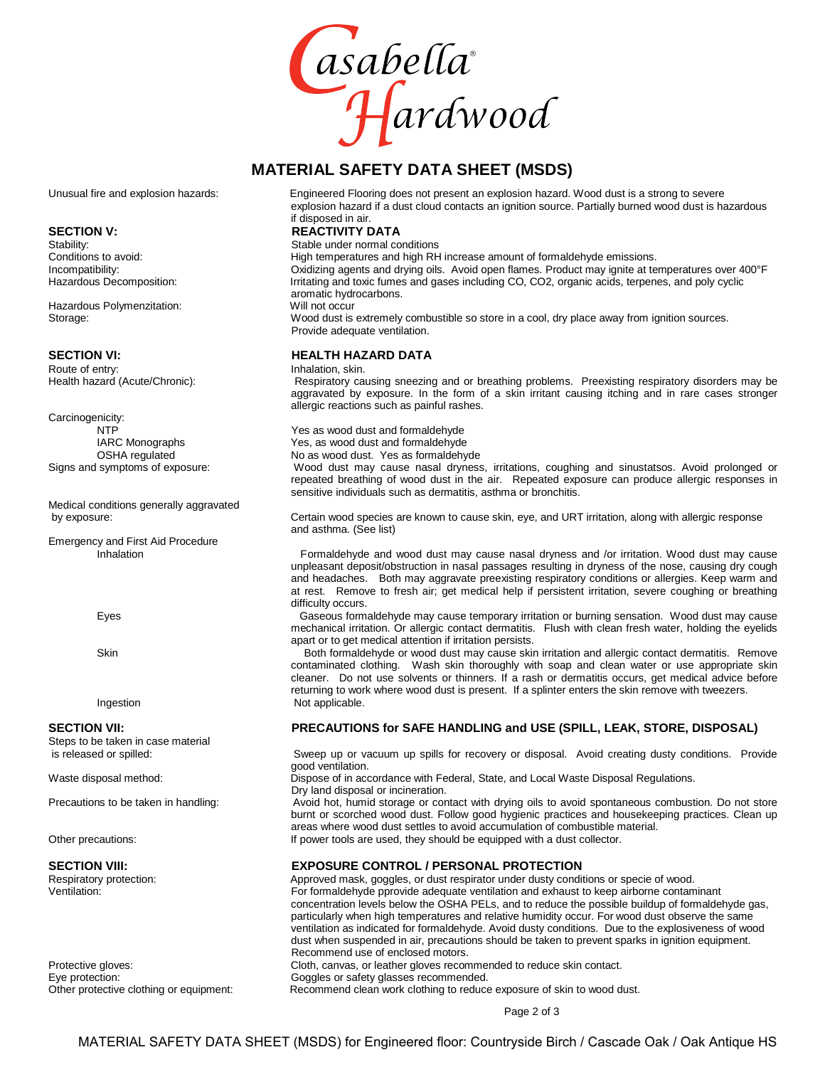# MATERIAL SAFETY DATA SHEET (MSDS)

Unusual fire and explosion hazards: Engineered Flooring does not present an explosion hazard. Wood dust is a strong to severe explosion hazard if a dust cloud contacts an ignition source. Partially burned wood dust is hazardous if disposed in air.

## SECTION V: REACTIVITY DATA

Stability: Stable under normal conditions

Conditions to avoid: High temperatures and high RH increase amount of formaldehyde emissions.

Incompatibility: Oxidizing agents and drying oils. Avoid open flames. Product may ignite at temperatures over 400°F

Hazardous Decomposition: Irritating and toxic fumes and gases including CO, CO2, organic acids, terpenes, and poly cyclic aromatic hydrocarbons.

Hazardous Polymenzitation: Will not occur

Storage: Wood dust is extremely combustible so store in a cool, dry place away from ignition sources. Provide adequate ventilation.

## SECTION VI: HEALTH HAZARD DATA

Route of entry: Inhalation, skin.

Health hazard (Acute/Chronic): Respiratory causing sneezing and or breathing problems. Preexisting respiratory disorders may be aggravated by exposure. In the form of a skin irritant causing itching and in rare cases stronger allergic reactions such as painful rashes.

Carcinogenicity:

- NTP: Yes as wood dust and formaldehyde
- IARC Monographs: Yes, as wood dust and formaldehyde
- OSHA regulated: No as wood dust. Yes as formaldehyde

Signs and symptoms of exposure: Wood dust may cause nasal dryness, irritations, coughing and sinustatsos. Avoid prolonged or repeated breathing of wood dust in the air. Repeated exposure can produce allergic responses in sensitive individuals such as dermatitis, asthma or bronchitis.

Medical conditions generally aggravated by exposure: Certain wood species are known to cause skin, eye, and URT irritation, along with allergic response and asthma. (See list)

Emergency and First Aid Procedure

- Inhalation: Formaldehyde and wood dust may cause nasal dryness and /or irritation. Wood dust may cause unpleasant deposit/obstruction in nasal passages resulting in dryness of the nose, causing dry cough and headaches. Both may aggravate preexisting respiratory conditions or allergies. Keep warm and at rest. Remove to fresh air; get medical help if persistent irritation, severe coughing or breathing difficulty occurs.
- Eyes: Gaseous formaldehyde may cause temporary irritation or burning sensation. Wood dust may cause mechanical irritation. Or allergic contact dermatitis. Flush with clean fresh water, holding the eyelids apart or to get medical attention if irritation persists.
- Skin: Both formaldehyde or wood dust may cause skin irritation and allergic contact dermatitis. Remove contaminated clothing. Wash skin thoroughly with soap and clean water or use appropriate skin cleaner. Do not use solvents or thinners. If a rash or dermatitis occurs, get medical advice before returning to work where wood dust is present. If a splinter enters the skin remove with tweezers.
- Ingestion: Not applicable.

## SECTION VII: PRECAUTIONS for SAFE HANDLING and USE (SPILL, LEAK, STORE, DISPOSAL)

Steps to be taken in case material is released or spilled: Sweep up or vacuum up spills for recovery or disposal. Avoid creating dusty conditions. Provide good ventilation.

Waste disposal method: Dispose of in accordance with Federal, State, and Local Waste Disposal Regulations. Dry land disposal or incineration.

Precautions to be taken in handling: Avoid hot, humid storage or contact with drying oils to avoid spontaneous combustion. Do not store burnt or scorched wood dust. Follow good hygienic practices and housekeeping practices. Clean up areas where wood dust settles to avoid accumulation of combustible material.

Other precautions: If power tools are used, they should be equipped with a dust collector.

## SECTION VIII: EXPOSURE CONTROL / PERSONAL PROTECTION

Respiratory protection: Approved mask, goggles, or dust respirator under dusty conditions or specie of wood.

Ventilation: For formaldehyde pprovide adequate ventilation and exhaust to keep airborne contaminant concentration levels below the OSHA PELs, and to reduce the possible buildup of formaldehyde gas, particularly when high temperatures and relative humidity occur. For wood dust observe the same ventilation as indicated for formaldehyde. Avoid dusty conditions. Due to the explosiveness of wood dust when suspended in air, precautions should be taken to prevent sparks in ignition equipment. Recommend use of enclosed motors.

Protective gloves: Cloth, canvas, or leather gloves recommended to reduce skin contact.

Eye protection: Goggles or safety glasses recommended.

Other protective clothing or equipment: Recommend clean work clothing to reduce exposure of skin to wood dust.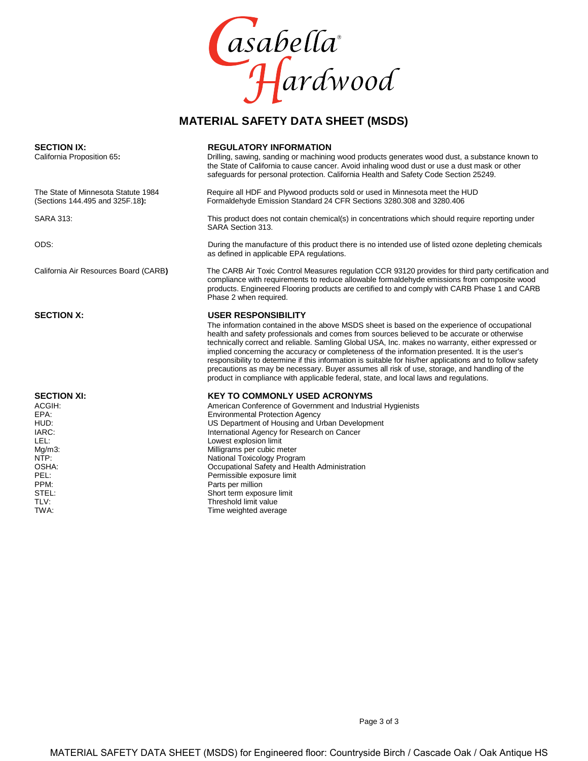Casabella® Hardwood

# MATERIAL SAFETY DATA SHEET (MSDS)

## SECTION IX: REGULATORY INFORMATION

| | |
|---|---|
| California Proposition 65**:** | Drilling, sawing, sanding or machining wood products generates wood dust, a substance known to the State of California to cause cancer. Avoid inhaling wood dust or use a dust mask or other safeguards for personal protection. California Health and Safety Code Section 25249. |
| The State of Minnesota Statute 1984 (Sections 144.495 and 325F.18**):** | Require all HDF and Plywood products sold or used in Minnesota meet the HUD Formaldehyde Emission Standard 24 CFR Sections 3280.308 and 3280.406 |
| SARA 313: | This product does not contain chemical(s) in concentrations which should require reporting under SARA Section 313. |
| ODS: | During the manufacture of this product there is no intended use of listed ozone depleting chemicals as defined in applicable EPA regulations. |
| California Air Resources Board (CARB**)** | The CARB Air Toxic Control Measures regulation CCR 93120 provides for third party certification and compliance with requirements to reduce allowable formaldehyde emissions from composite wood products. Engineered Flooring products are certified to and comply with CARB Phase 1 and CARB Phase 2 when required. |

## SECTION X: USER RESPONSIBILITY

The information contained in the above MSDS sheet is based on the experience of occupational health and safety professionals and comes from sources believed to be accurate or otherwise technically correct and reliable. Samling Global USA, Inc. makes no warranty, either expressed or implied concerning the accuracy or completeness of the information presented. It is the user's responsibility to determine if this information is suitable for his/her applications and to follow safety precautions as may be necessary. Buyer assumes all risk of use, storage, and handling of the product in compliance with applicable federal, state, and local laws and regulations.

## SECTION XI: KEY TO COMMONLY USED ACRONYMS

| | |
|---|---|
| ACGIH: | American Conference of Government and Industrial Hygienists |
| EPA: | Environmental Protection Agency |
| HUD: | US Department of Housing and Urban Development |
| IARC: | International Agency for Research on Cancer |
| LEL: | Lowest explosion limit |
| Mg/m3: | Milligrams per cubic meter |
| NTP: | National Toxicology Program |
| OSHA: | Occupational Safety and Health Administration |
| PEL: | Permissible exposure limit |
| PPM: | Parts per million |
| STEL: | Short term exposure limit |
| TLV: | Threshold limit value |
| TWA: | Time weighted average |